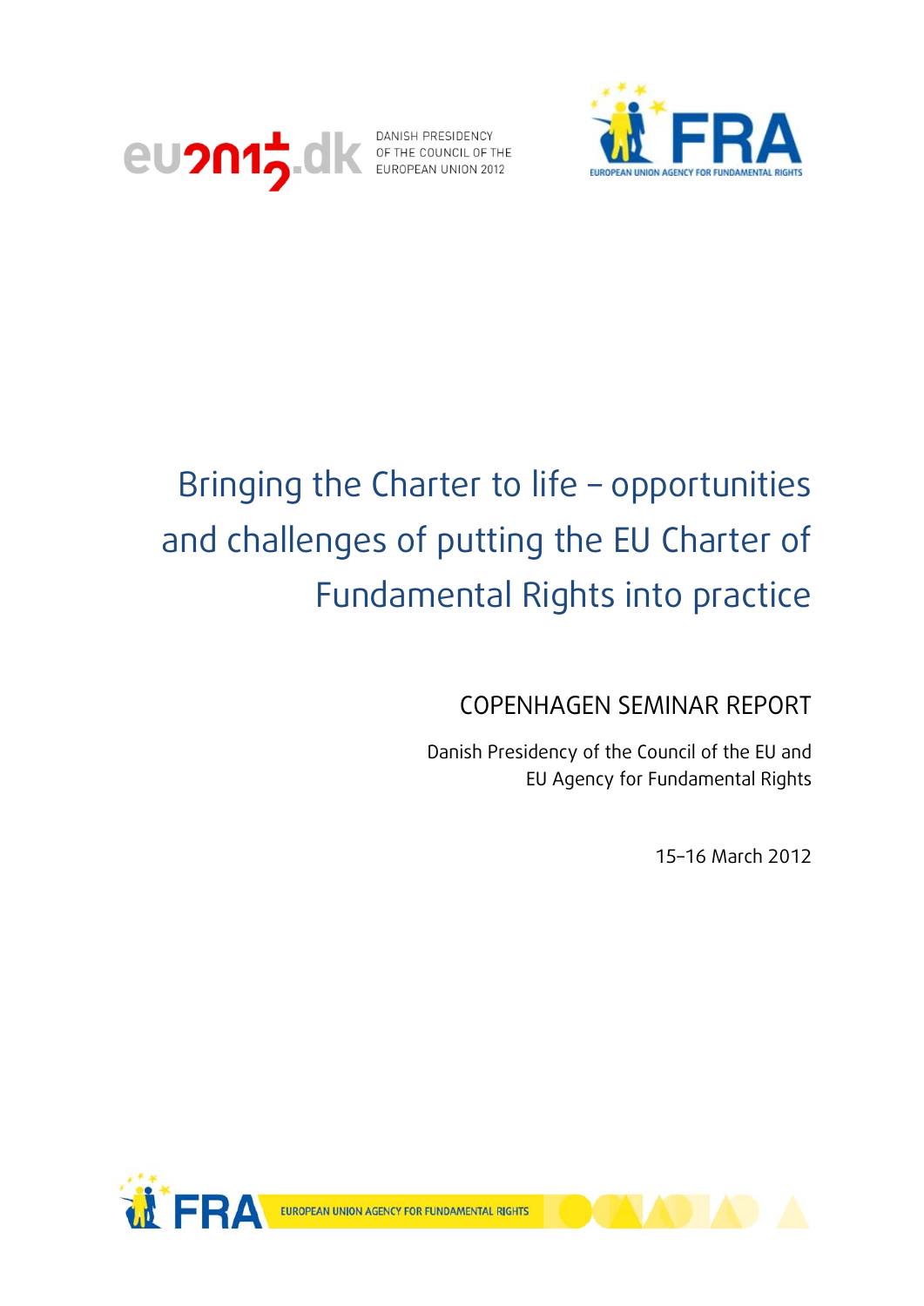DANISH PRESIDENCY OF THE COUNCIL OF THE EUROPEAN UNION 2012

EUROPEAN UNION AGENCY FOR FUNDAMENTAL RIGHTS

# Bringing the Charter to life – opportunities and challenges of putting the EU Charter of Fundamental Rights into practice

## COPENHAGEN SEMINAR REPORT

Danish Presidency of the Council of the EU and EU Agency for Fundamental Rights

15–16 March 2012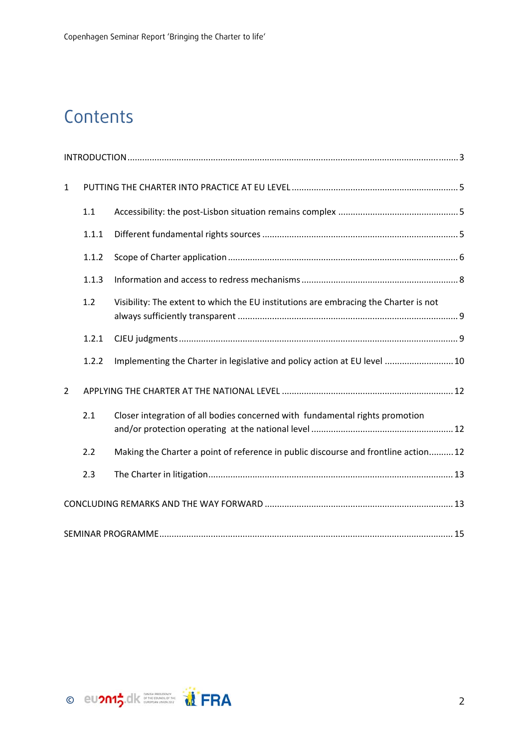# Contents

INTRODUCTION .......... 3

1 PUTTING THE CHARTER INTO PRACTICE AT EU LEVEL .......... 5

- 1.1 Accessibility: the post-Lisbon situation remains complex .......... 5
- 1.1.1 Different fundamental rights sources .......... 5
- 1.1.2 Scope of Charter application .......... 6
- 1.1.3 Information and access to redress mechanisms .......... 8
- 1.2 Visibility: The extent to which the EU institutions are embracing the Charter is not always sufficiently transparent .......... 9
- 1.2.1 CJEU judgments .......... 9
- 1.2.2 Implementing the Charter in legislative and policy action at EU level .......... 10

2 APPLYING THE CHARTER AT THE NATIONAL LEVEL .......... 12

- 2.1 Closer integration of all bodies concerned with fundamental rights promotion and/or protection operating at the national level .......... 12
- 2.2 Making the Charter a point of reference in public discourse and frontline action .......... 12
- 2.3 The Charter in litigation .......... 13

CONCLUDING REMARKS AND THE WAY FORWARD .......... 13

SEMINAR PROGRAMME .......... 15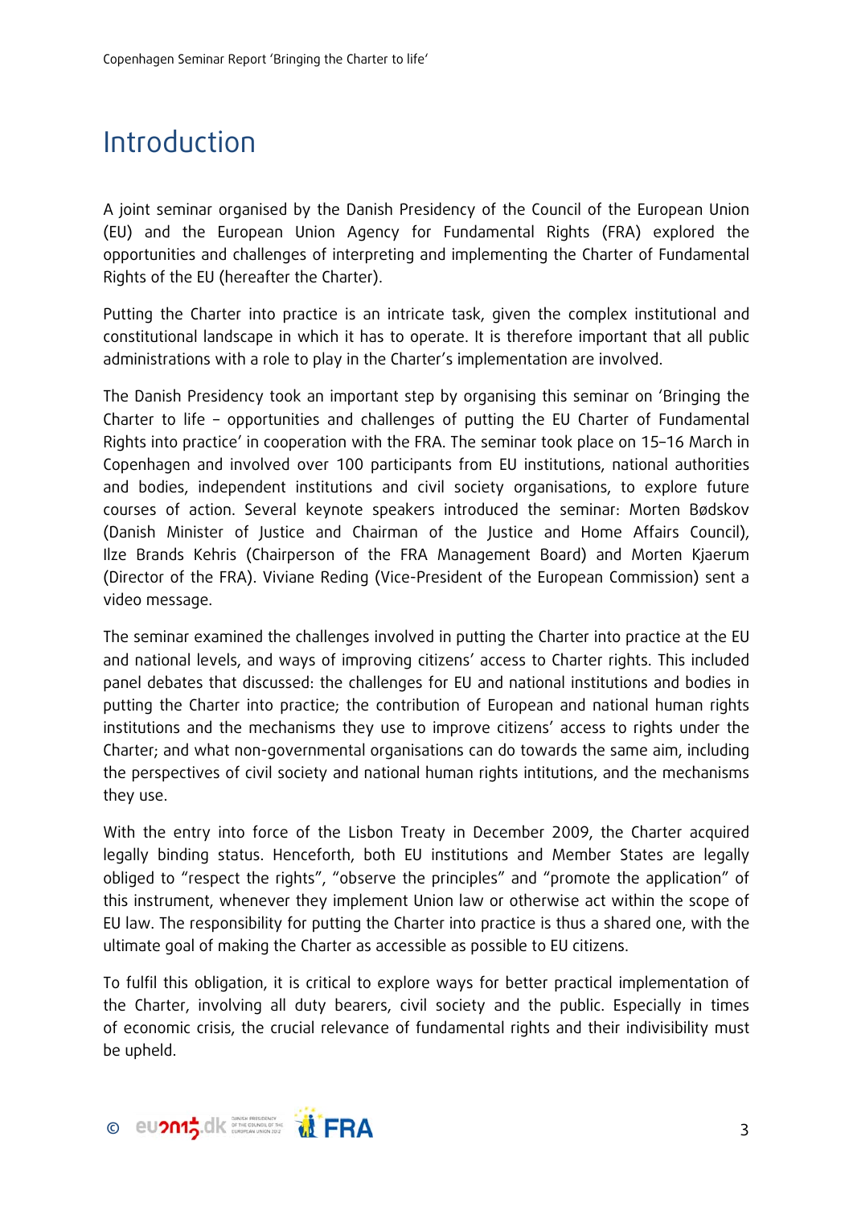# Introduction

A joint seminar organised by the Danish Presidency of the Council of the European Union (EU) and the European Union Agency for Fundamental Rights (FRA) explored the opportunities and challenges of interpreting and implementing the Charter of Fundamental Rights of the EU (hereafter the Charter).

Putting the Charter into practice is an intricate task, given the complex institutional and constitutional landscape in which it has to operate. It is therefore important that all public administrations with a role to play in the Charter's implementation are involved.

The Danish Presidency took an important step by organising this seminar on 'Bringing the Charter to life – opportunities and challenges of putting the EU Charter of Fundamental Rights into practice' in cooperation with the FRA. The seminar took place on 15–16 March in Copenhagen and involved over 100 participants from EU institutions, national authorities and bodies, independent institutions and civil society organisations, to explore future courses of action. Several keynote speakers introduced the seminar: Morten Bødskov (Danish Minister of Justice and Chairman of the Justice and Home Affairs Council), Ilze Brands Kehris (Chairperson of the FRA Management Board) and Morten Kjaerum (Director of the FRA). Viviane Reding (Vice-President of the European Commission) sent a video message.

The seminar examined the challenges involved in putting the Charter into practice at the EU and national levels, and ways of improving citizens' access to Charter rights. This included panel debates that discussed: the challenges for EU and national institutions and bodies in putting the Charter into practice; the contribution of European and national human rights institutions and the mechanisms they use to improve citizens' access to rights under the Charter; and what non-governmental organisations can do towards the same aim, including the perspectives of civil society and national human rights intitutions, and the mechanisms they use.

With the entry into force of the Lisbon Treaty in December 2009, the Charter acquired legally binding status. Henceforth, both EU institutions and Member States are legally obliged to "respect the rights", "observe the principles" and "promote the application" of this instrument, whenever they implement Union law or otherwise act within the scope of EU law. The responsibility for putting the Charter into practice is thus a shared one, with the ultimate goal of making the Charter as accessible as possible to EU citizens.

To fulfil this obligation, it is critical to explore ways for better practical implementation of the Charter, involving all duty bearers, civil society and the public. Especially in times of economic crisis, the crucial relevance of fundamental rights and their indivisibility must be upheld.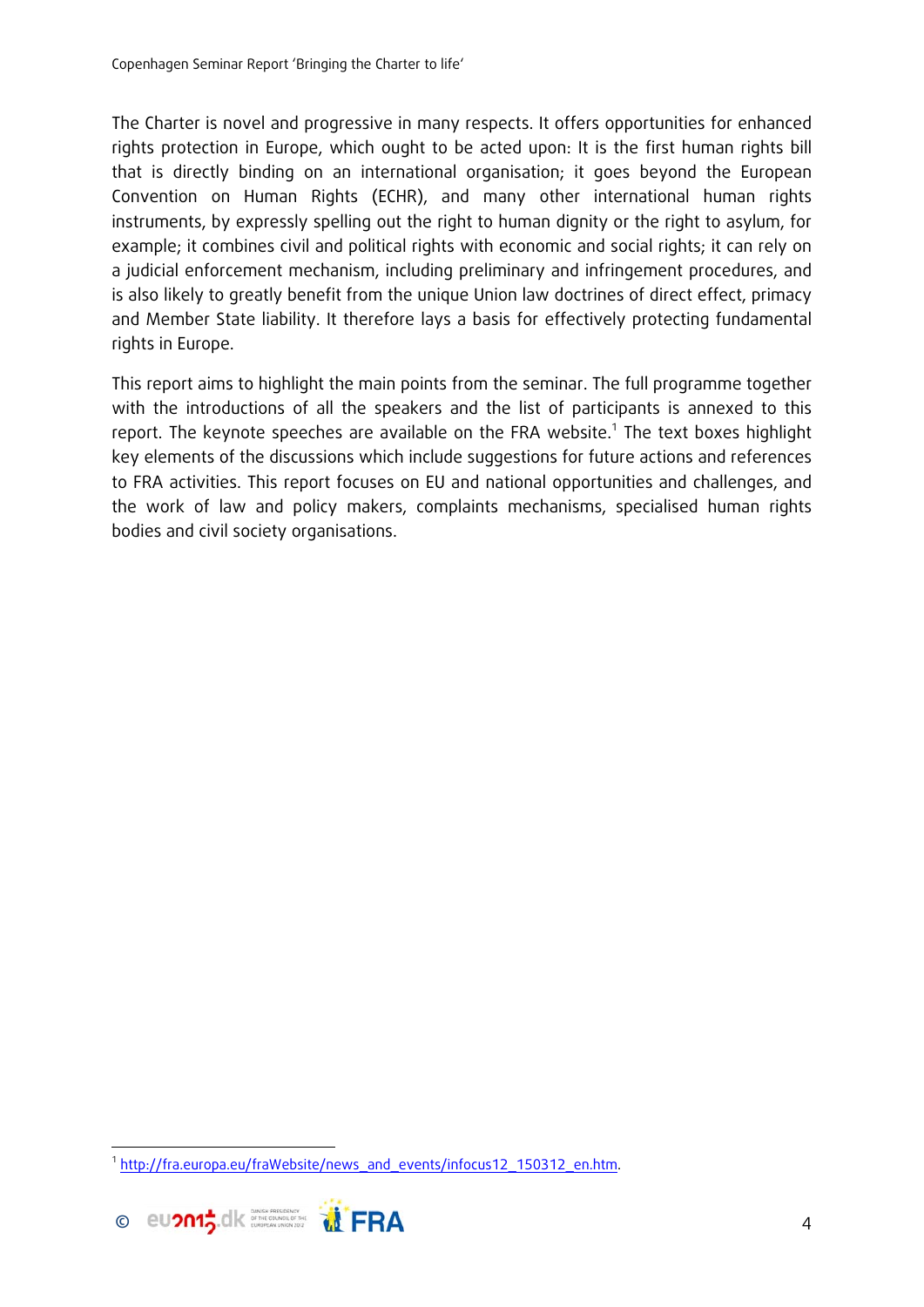The Charter is novel and progressive in many respects. It offers opportunities for enhanced rights protection in Europe, which ought to be acted upon: It is the first human rights bill that is directly binding on an international organisation; it goes beyond the European Convention on Human Rights (ECHR), and many other international human rights instruments, by expressly spelling out the right to human dignity or the right to asylum, for example; it combines civil and political rights with economic and social rights; it can rely on a judicial enforcement mechanism, including preliminary and infringement procedures, and is also likely to greatly benefit from the unique Union law doctrines of direct effect, primacy and Member State liability. It therefore lays a basis for effectively protecting fundamental rights in Europe.

This report aims to highlight the main points from the seminar. The full programme together with the introductions of all the speakers and the list of participants is annexed to this report. The keynote speeches are available on the FRA website.[1] The text boxes highlight key elements of the discussions which include suggestions for future actions and references to FRA activities. This report focuses on EU and national opportunities and challenges, and the work of law and policy makers, complaints mechanisms, specialised human rights bodies and civil society organisations.

---

[1] http://fra.europa.eu/fraWebsite/news_and_events/infocus12_150312_en.htm.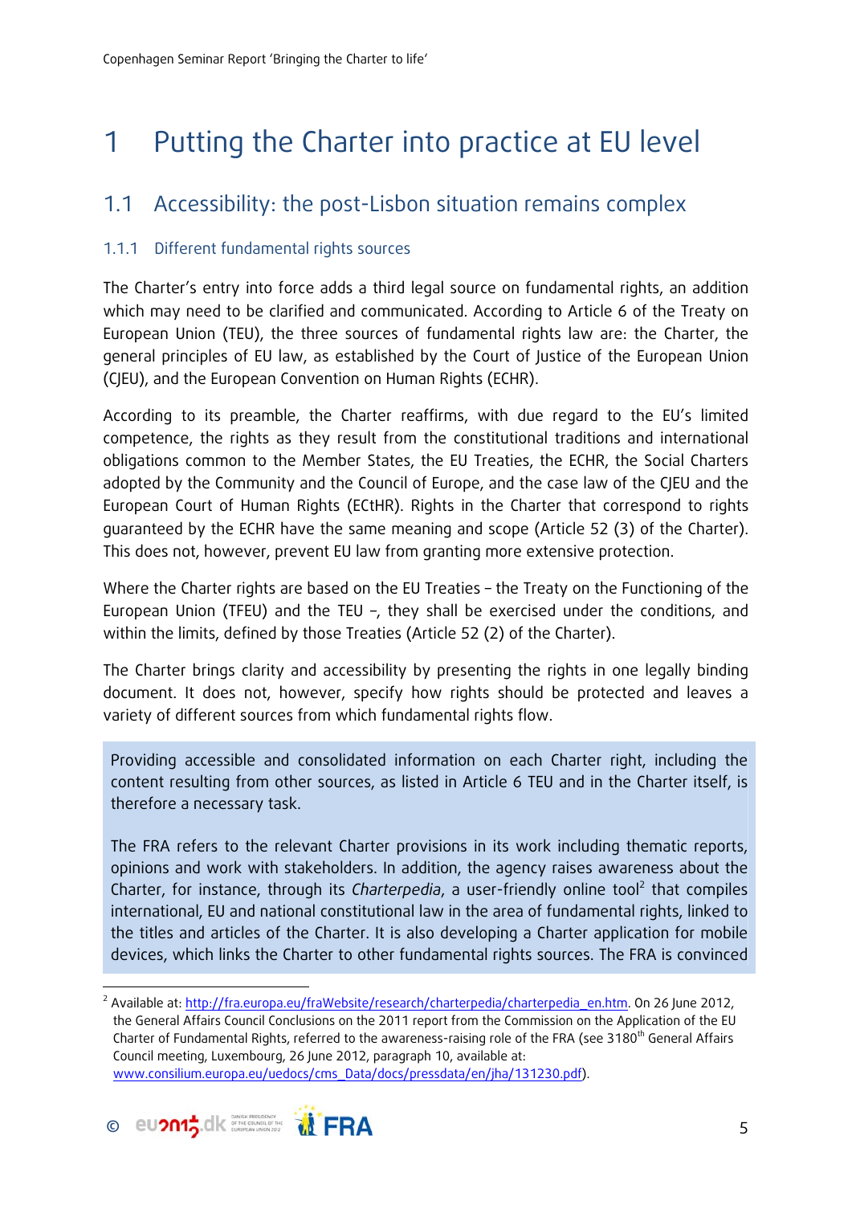# 1 Putting the Charter into practice at EU level

## 1.1 Accessibility: the post-Lisbon situation remains complex

### 1.1.1 Different fundamental rights sources

The Charter's entry into force adds a third legal source on fundamental rights, an addition which may need to be clarified and communicated. According to Article 6 of the Treaty on European Union (TEU), the three sources of fundamental rights law are: the Charter, the general principles of EU law, as established by the Court of Justice of the European Union (CJEU), and the European Convention on Human Rights (ECHR).

According to its preamble, the Charter reaffirms, with due regard to the EU's limited competence, the rights as they result from the constitutional traditions and international obligations common to the Member States, the EU Treaties, the ECHR, the Social Charters adopted by the Community and the Council of Europe, and the case law of the CJEU and the European Court of Human Rights (ECtHR). Rights in the Charter that correspond to rights guaranteed by the ECHR have the same meaning and scope (Article 52 (3) of the Charter). This does not, however, prevent EU law from granting more extensive protection.

Where the Charter rights are based on the EU Treaties – the Treaty on the Functioning of the European Union (TFEU) and the TEU –, they shall be exercised under the conditions, and within the limits, defined by those Treaties (Article 52 (2) of the Charter).

The Charter brings clarity and accessibility by presenting the rights in one legally binding document. It does not, however, specify how rights should be protected and leaves a variety of different sources from which fundamental rights flow.

> Providing accessible and consolidated information on each Charter right, including the content resulting from other sources, as listed in Article 6 TEU and in the Charter itself, is therefore a necessary task.
>
> The FRA refers to the relevant Charter provisions in its work including thematic reports, opinions and work with stakeholders. In addition, the agency raises awareness about the Charter, for instance, through its *Charterpedia*, a user-friendly online tool[2] that compiles international, EU and national constitutional law in the area of fundamental rights, linked to the titles and articles of the Charter. It is also developing a Charter application for mobile devices, which links the Charter to other fundamental rights sources. The FRA is convinced

[2] Available at: http://fra.europa.eu/fraWebsite/research/charterpedia/charterpedia_en.htm. On 26 June 2012, the General Affairs Council Conclusions on the 2011 report from the Commission on the Application of the EU Charter of Fundamental Rights, referred to the awareness-raising role of the FRA (see 3180th General Affairs Council meeting, Luxembourg, 26 June 2012, paragraph 10, available at: www.consilium.europa.eu/uedocs/cms_Data/docs/pressdata/en/jha/131230.pdf).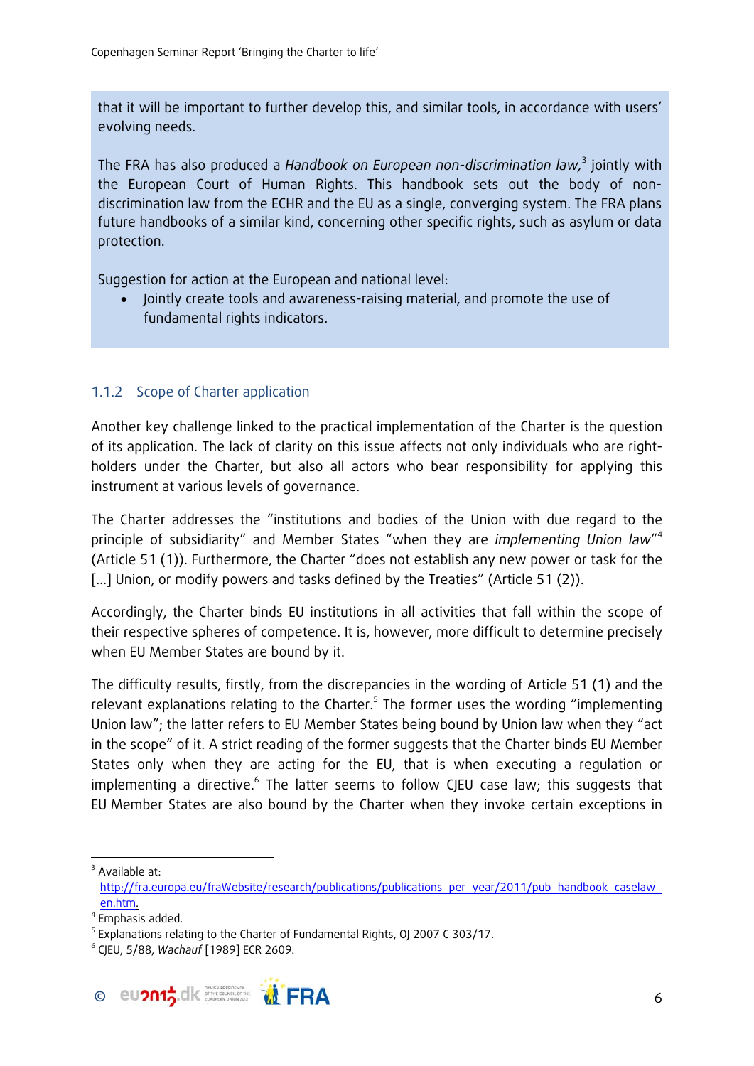that it will be important to further develop this, and similar tools, in accordance with users' evolving needs.

The FRA has also produced a *Handbook on European non-discrimination law,*[3] jointly with the European Court of Human Rights. This handbook sets out the body of non-discrimination law from the ECHR and the EU as a single, converging system. The FRA plans future handbooks of a similar kind, concerning other specific rights, such as asylum or data protection.

Suggestion for action at the European and national level:

- Jointly create tools and awareness-raising material, and promote the use of fundamental rights indicators.

### 1.1.2 Scope of Charter application

Another key challenge linked to the practical implementation of the Charter is the question of its application. The lack of clarity on this issue affects not only individuals who are right-holders under the Charter, but also all actors who bear responsibility for applying this instrument at various levels of governance.

The Charter addresses the "institutions and bodies of the Union with due regard to the principle of subsidiarity" and Member States "when they are *implementing Union law*"[4] (Article 51 (1)). Furthermore, the Charter "does not establish any new power or task for the [...] Union, or modify powers and tasks defined by the Treaties" (Article 51 (2)).

Accordingly, the Charter binds EU institutions in all activities that fall within the scope of their respective spheres of competence. It is, however, more difficult to determine precisely when EU Member States are bound by it.

The difficulty results, firstly, from the discrepancies in the wording of Article 51 (1) and the relevant explanations relating to the Charter.[5] The former uses the wording "implementing Union law"; the latter refers to EU Member States being bound by Union law when they "act in the scope" of it. A strict reading of the former suggests that the Charter binds EU Member States only when they are acting for the EU, that is when executing a regulation or implementing a directive.[6] The latter seems to follow CJEU case law; this suggests that EU Member States are also bound by the Charter when they invoke certain exceptions in

---

[3] Available at: http://fra.europa.eu/fraWebsite/research/publications/publications_per_year/2011/pub_handbook_caselaw_en.htm.

[4] Emphasis added.

[5] Explanations relating to the Charter of Fundamental Rights, OJ 2007 C 303/17.

[6] CJEU, 5/88, *Wachauf* [1989] ECR 2609.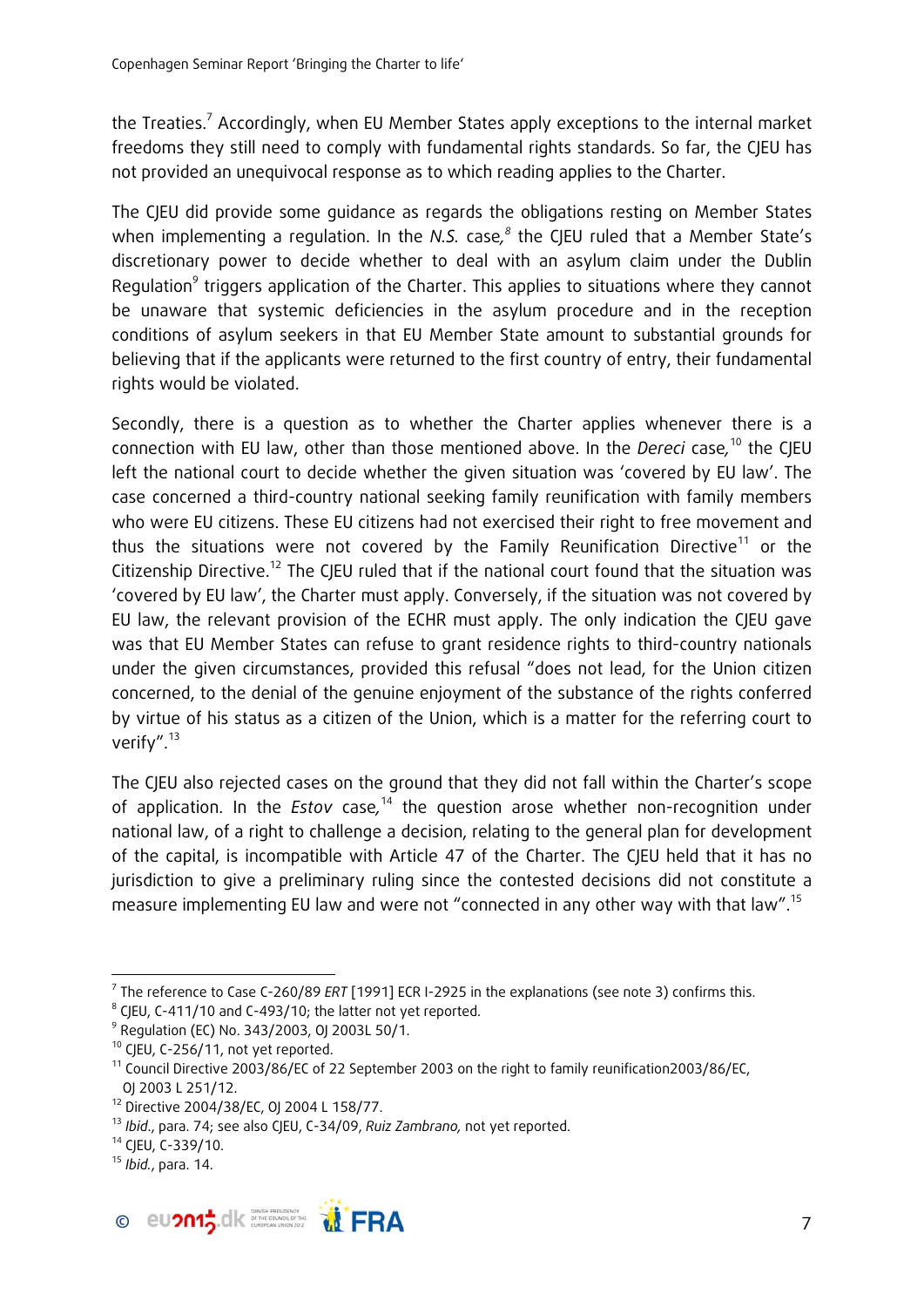the Treaties.[7] Accordingly, when EU Member States apply exceptions to the internal market freedoms they still need to comply with fundamental rights standards. So far, the CJEU has not provided an unequivocal response as to which reading applies to the Charter.

The CJEU did provide some guidance as regards the obligations resting on Member States when implementing a regulation. In the *N.S.* case,[8] the CJEU ruled that a Member State's discretionary power to decide whether to deal with an asylum claim under the Dublin Regulation[9] triggers application of the Charter. This applies to situations where they cannot be unaware that systemic deficiencies in the asylum procedure and in the reception conditions of asylum seekers in that EU Member State amount to substantial grounds for believing that if the applicants were returned to the first country of entry, their fundamental rights would be violated.

Secondly, there is a question as to whether the Charter applies whenever there is a connection with EU law, other than those mentioned above. In the *Dereci* case,[10] the CJEU left the national court to decide whether the given situation was 'covered by EU law'. The case concerned a third-country national seeking family reunification with family members who were EU citizens. These EU citizens had not exercised their right to free movement and thus the situations were not covered by the Family Reunification Directive[11] or the Citizenship Directive.[12] The CJEU ruled that if the national court found that the situation was 'covered by EU law', the Charter must apply. Conversely, if the situation was not covered by EU law, the relevant provision of the ECHR must apply. The only indication the CJEU gave was that EU Member States can refuse to grant residence rights to third-country nationals under the given circumstances, provided this refusal "does not lead, for the Union citizen concerned, to the denial of the genuine enjoyment of the substance of the rights conferred by virtue of his status as a citizen of the Union, which is a matter for the referring court to verify".[13]

The CJEU also rejected cases on the ground that they did not fall within the Charter's scope of application. In the *Estov* case,[14] the question arose whether non-recognition under national law, of a right to challenge a decision, relating to the general plan for development of the capital, is incompatible with Article 47 of the Charter. The CJEU held that it has no jurisdiction to give a preliminary ruling since the contested decisions did not constitute a measure implementing EU law and were not "connected in any other way with that law".[15]

---

[7] The reference to Case C-260/89 *ERT* [1991] ECR I-2925 in the explanations (see note 3) confirms this.

[8] CJEU, C-411/10 and C-493/10; the latter not yet reported.

[9] Regulation (EC) No. 343/2003, OJ 2003L 50/1.

[10] CJEU, C-256/11, not yet reported.

[11] Council Directive 2003/86/EC of 22 September 2003 on the right to family reunification2003/86/EC, OJ 2003 L 251/12.

[12] Directive 2004/38/EC, OJ 2004 L 158/77.

[13] *Ibid.*, para. 74; see also CJEU, C-34/09, *Ruiz Zambrano,* not yet reported.

[14] CJEU, C-339/10.

[15] *Ibid.*, para. 14.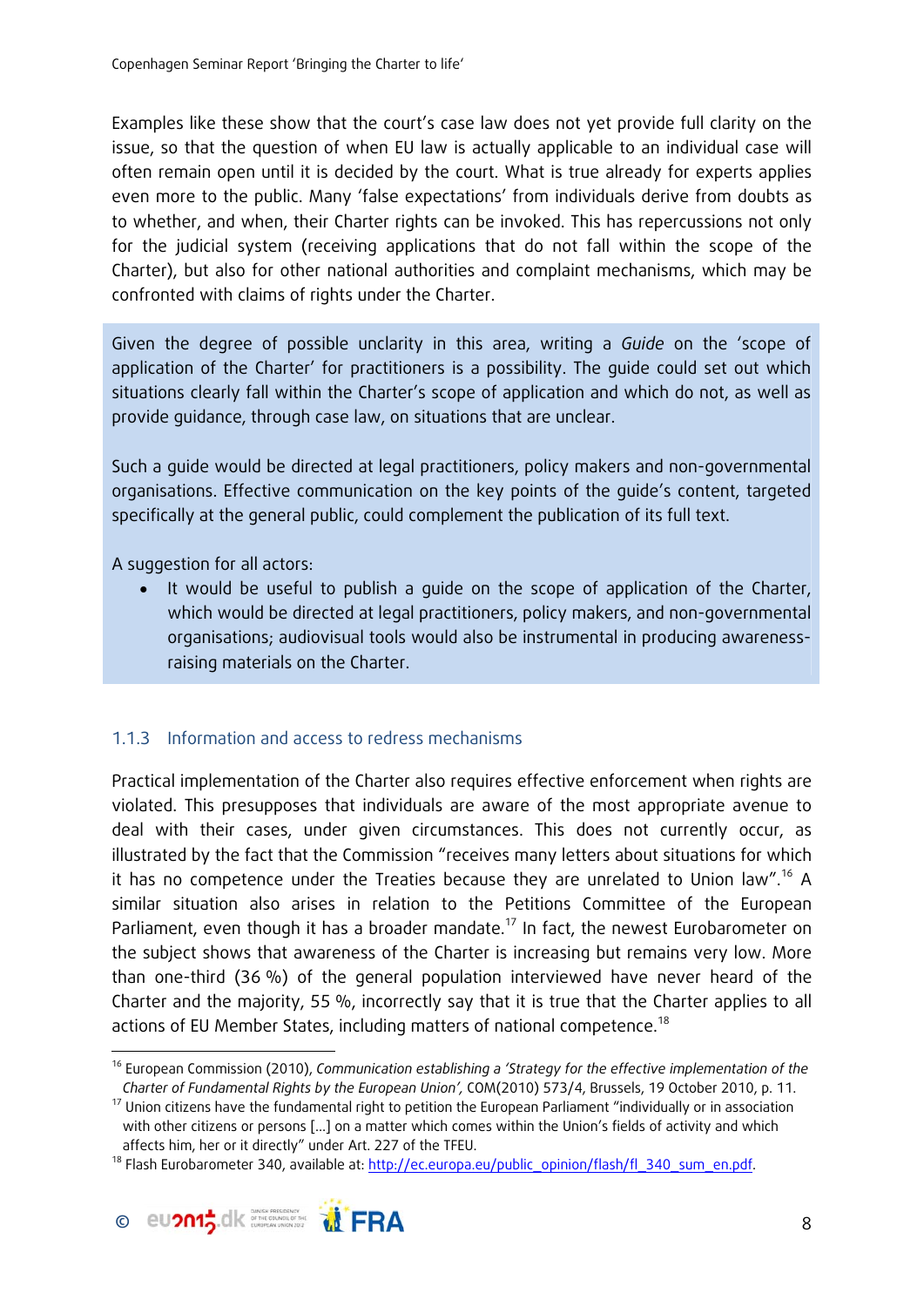Examples like these show that the court's case law does not yet provide full clarity on the issue, so that the question of when EU law is actually applicable to an individual case will often remain open until it is decided by the court. What is true already for experts applies even more to the public. Many 'false expectations' from individuals derive from doubts as to whether, and when, their Charter rights can be invoked. This has repercussions not only for the judicial system (receiving applications that do not fall within the scope of the Charter), but also for other national authorities and complaint mechanisms, which may be confronted with claims of rights under the Charter.

Given the degree of possible unclarity in this area, writing a *Guide* on the 'scope of application of the Charter' for practitioners is a possibility. The guide could set out which situations clearly fall within the Charter's scope of application and which do not, as well as provide guidance, through case law, on situations that are unclear.

Such a guide would be directed at legal practitioners, policy makers and non-governmental organisations. Effective communication on the key points of the guide's content, targeted specifically at the general public, could complement the publication of its full text.

A suggestion for all actors:

- It would be useful to publish a guide on the scope of application of the Charter, which would be directed at legal practitioners, policy makers, and non-governmental organisations; audiovisual tools would also be instrumental in producing awareness-raising materials on the Charter.

### 1.1.3 Information and access to redress mechanisms

Practical implementation of the Charter also requires effective enforcement when rights are violated. This presupposes that individuals are aware of the most appropriate avenue to deal with their cases, under given circumstances. This does not currently occur, as illustrated by the fact that the Commission "receives many letters about situations for which it has no competence under the Treaties because they are unrelated to Union law".[16] A similar situation also arises in relation to the Petitions Committee of the European Parliament, even though it has a broader mandate.[17] In fact, the newest Eurobarometer on the subject shows that awareness of the Charter is increasing but remains very low. More than one-third (36 %) of the general population interviewed have never heard of the Charter and the majority, 55 %, incorrectly say that it is true that the Charter applies to all actions of EU Member States, including matters of national competence.[18]

---

[16] European Commission (2010), *Communication establishing a 'Strategy for the effective implementation of the Charter of Fundamental Rights by the European Union'*, COM(2010) 573/4, Brussels, 19 October 2010, p. 11.

[17] Union citizens have the fundamental right to petition the European Parliament "individually or in association with other citizens or persons […] on a matter which comes within the Union's fields of activity and which affects him, her or it directly" under Art. 227 of the TFEU.

[18] Flash Eurobarometer 340, available at: http://ec.europa.eu/public_opinion/flash/fl_340_sum_en.pdf.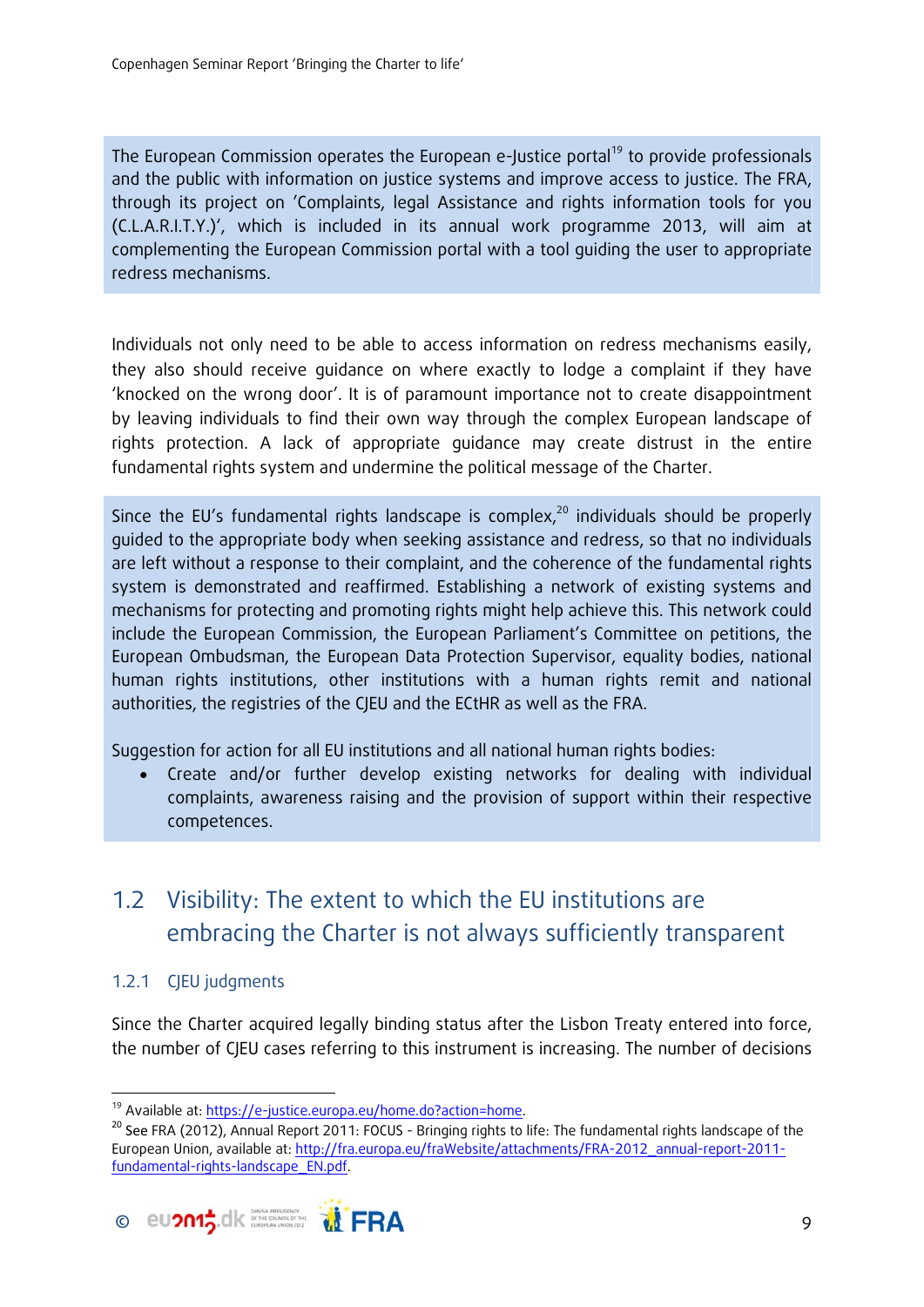The European Commission operates the European e-Justice portal[19] to provide professionals and the public with information on justice systems and improve access to justice. The FRA, through its project on 'Complaints, legal Assistance and rights information tools for you (C.L.A.R.I.T.Y.)', which is included in its annual work programme 2013, will aim at complementing the European Commission portal with a tool guiding the user to appropriate redress mechanisms.

Individuals not only need to be able to access information on redress mechanisms easily, they also should receive guidance on where exactly to lodge a complaint if they have 'knocked on the wrong door'. It is of paramount importance not to create disappointment by leaving individuals to find their own way through the complex European landscape of rights protection. A lack of appropriate guidance may create distrust in the entire fundamental rights system and undermine the political message of the Charter.

Since the EU's fundamental rights landscape is complex,[20] individuals should be properly guided to the appropriate body when seeking assistance and redress, so that no individuals are left without a response to their complaint, and the coherence of the fundamental rights system is demonstrated and reaffirmed. Establishing a network of existing systems and mechanisms for protecting and promoting rights might help achieve this. This network could include the European Commission, the European Parliament's Committee on petitions, the European Ombudsman, the European Data Protection Supervisor, equality bodies, national human rights institutions, other institutions with a human rights remit and national authorities, the registries of the CJEU and the ECtHR as well as the FRA.

Suggestion for action for all EU institutions and all national human rights bodies:

- Create and/or further develop existing networks for dealing with individual complaints, awareness raising and the provision of support within their respective competences.

## 1.2 Visibility: The extent to which the EU institutions are embracing the Charter is not always sufficiently transparent

### 1.2.1 CJEU judgments

Since the Charter acquired legally binding status after the Lisbon Treaty entered into force, the number of CJEU cases referring to this instrument is increasing. The number of decisions

---

[19] Available at: https://e-justice.europa.eu/home.do?action=home.

[20] See FRA (2012), Annual Report 2011: FOCUS - Bringing rights to life: The fundamental rights landscape of the European Union, available at: http://fra.europa.eu/fraWebsite/attachments/FRA-2012_annual-report-2011-fundamental-rights-landscape_EN.pdf.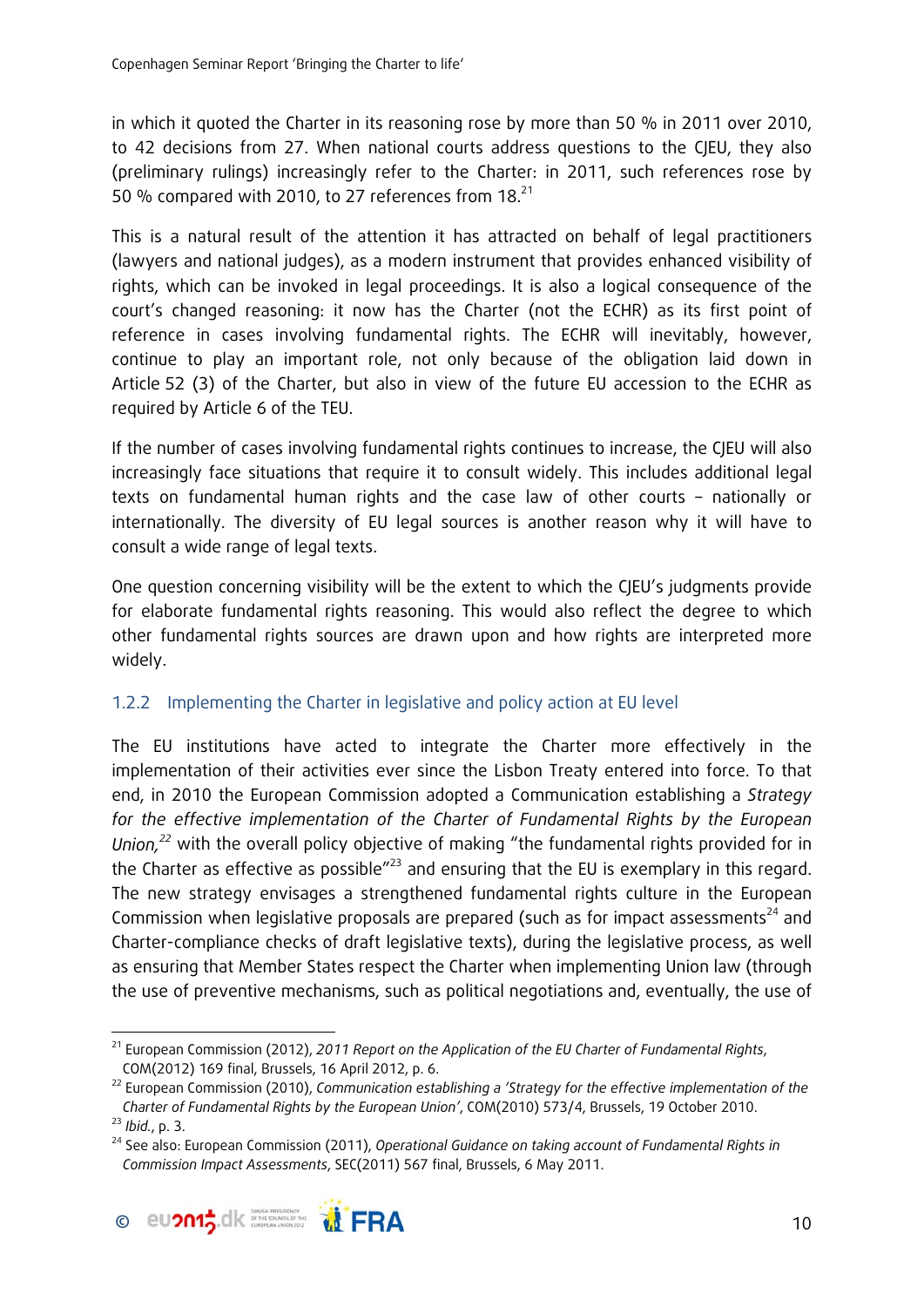in which it quoted the Charter in its reasoning rose by more than 50 % in 2011 over 2010, to 42 decisions from 27. When national courts address questions to the CJEU, they also (preliminary rulings) increasingly refer to the Charter: in 2011, such references rose by 50 % compared with 2010, to 27 references from 18.[21]

This is a natural result of the attention it has attracted on behalf of legal practitioners (lawyers and national judges), as a modern instrument that provides enhanced visibility of rights, which can be invoked in legal proceedings. It is also a logical consequence of the court's changed reasoning: it now has the Charter (not the ECHR) as its first point of reference in cases involving fundamental rights. The ECHR will inevitably, however, continue to play an important role, not only because of the obligation laid down in Article 52 (3) of the Charter, but also in view of the future EU accession to the ECHR as required by Article 6 of the TEU.

If the number of cases involving fundamental rights continues to increase, the CJEU will also increasingly face situations that require it to consult widely. This includes additional legal texts on fundamental human rights and the case law of other courts – nationally or internationally. The diversity of EU legal sources is another reason why it will have to consult a wide range of legal texts.

One question concerning visibility will be the extent to which the CJEU's judgments provide for elaborate fundamental rights reasoning. This would also reflect the degree to which other fundamental rights sources are drawn upon and how rights are interpreted more widely.

### 1.2.2 Implementing the Charter in legislative and policy action at EU level

The EU institutions have acted to integrate the Charter more effectively in the implementation of their activities ever since the Lisbon Treaty entered into force. To that end, in 2010 the European Commission adopted a Communication establishing a *Strategy for the effective implementation of the Charter of Fundamental Rights by the European Union,*[22] with the overall policy objective of making "the fundamental rights provided for in the Charter as effective as possible"[23] and ensuring that the EU is exemplary in this regard. The new strategy envisages a strengthened fundamental rights culture in the European Commission when legislative proposals are prepared (such as for impact assessments[24] and Charter-compliance checks of draft legislative texts), during the legislative process, as well as ensuring that Member States respect the Charter when implementing Union law (through the use of preventive mechanisms, such as political negotiations and, eventually, the use of

---

[21] European Commission (2012), *2011 Report on the Application of the EU Charter of Fundamental Rights*, COM(2012) 169 final, Brussels, 16 April 2012, p. 6.

[22] European Commission (2010), *Communication establishing a 'Strategy for the effective implementation of the Charter of Fundamental Rights by the European Union'*, COM(2010) 573/4, Brussels, 19 October 2010.

[23] *Ibid.*, p. 3.

[24] See also: European Commission (2011), *Operational Guidance on taking account of Fundamental Rights in Commission Impact Assessments*, SEC(2011) 567 final, Brussels, 6 May 2011.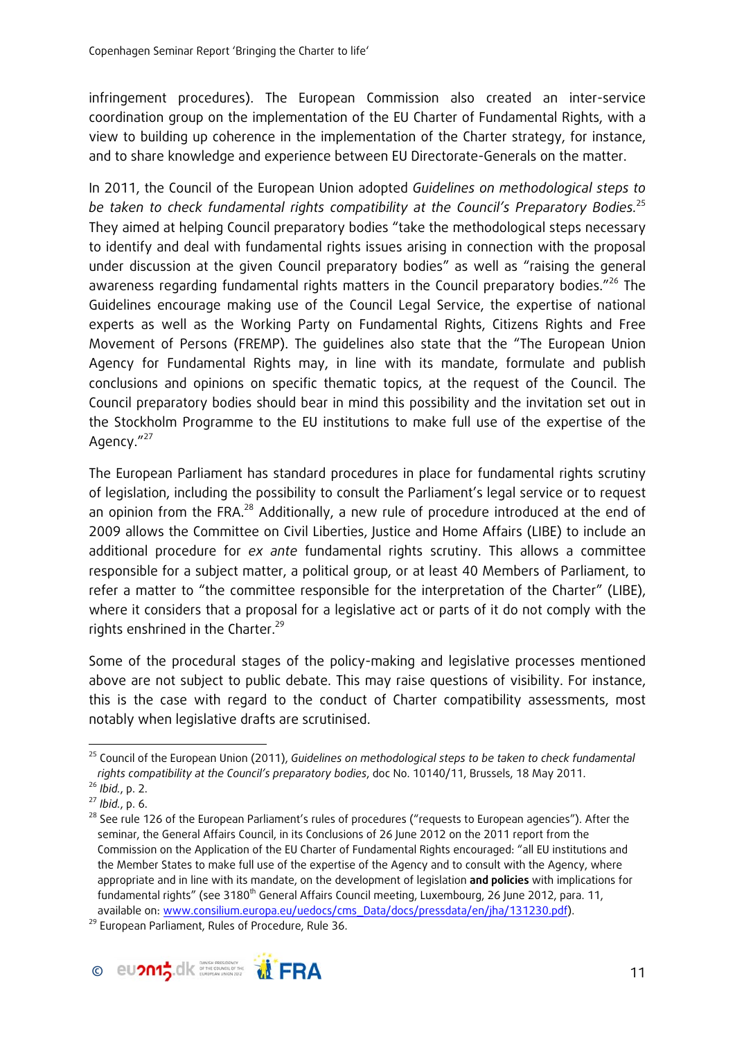infringement procedures). The European Commission also created an inter-service coordination group on the implementation of the EU Charter of Fundamental Rights, with a view to building up coherence in the implementation of the Charter strategy, for instance, and to share knowledge and experience between EU Directorate-Generals on the matter.

In 2011, the Council of the European Union adopted *Guidelines on methodological steps to be taken to check fundamental rights compatibility at the Council's Preparatory Bodies*.[25] They aimed at helping Council preparatory bodies "take the methodological steps necessary to identify and deal with fundamental rights issues arising in connection with the proposal under discussion at the given Council preparatory bodies" as well as "raising the general awareness regarding fundamental rights matters in the Council preparatory bodies."[26] The Guidelines encourage making use of the Council Legal Service, the expertise of national experts as well as the Working Party on Fundamental Rights, Citizens Rights and Free Movement of Persons (FREMP). The guidelines also state that the "The European Union Agency for Fundamental Rights may, in line with its mandate, formulate and publish conclusions and opinions on specific thematic topics, at the request of the Council. The Council preparatory bodies should bear in mind this possibility and the invitation set out in the Stockholm Programme to the EU institutions to make full use of the expertise of the Agency."[27]

The European Parliament has standard procedures in place for fundamental rights scrutiny of legislation, including the possibility to consult the Parliament's legal service or to request an opinion from the FRA.[28] Additionally, a new rule of procedure introduced at the end of 2009 allows the Committee on Civil Liberties, Justice and Home Affairs (LIBE) to include an additional procedure for *ex ante* fundamental rights scrutiny. This allows a committee responsible for a subject matter, a political group, or at least 40 Members of Parliament, to refer a matter to "the committee responsible for the interpretation of the Charter" (LIBE), where it considers that a proposal for a legislative act or parts of it do not comply with the rights enshrined in the Charter.[29]

Some of the procedural stages of the policy-making and legislative processes mentioned above are not subject to public debate. This may raise questions of visibility. For instance, this is the case with regard to the conduct of Charter compatibility assessments, most notably when legislative drafts are scrutinised.

---

[25] Council of the European Union (2011), *Guidelines on methodological steps to be taken to check fundamental rights compatibility at the Council's preparatory bodies*, doc No. 10140/11, Brussels, 18 May 2011.

[26] *Ibid.*, p. 2.

[27] *Ibid.*, p. 6.

[28] See rule 126 of the European Parliament's rules of procedures ("requests to European agencies"). After the seminar, the General Affairs Council, in its Conclusions of 26 June 2012 on the 2011 report from the Commission on the Application of the EU Charter of Fundamental Rights encouraged: "all EU institutions and the Member States to make full use of the expertise of the Agency and to consult with the Agency, where appropriate and in line with its mandate, on the development of legislation **and policies** with implications for fundamental rights" (see 3180th General Affairs Council meeting, Luxembourg, 26 June 2012, para. 11, available on: www.consilium.europa.eu/uedocs/cms_Data/docs/pressdata/en/jha/131230.pdf).

[29] European Parliament, Rules of Procedure, Rule 36.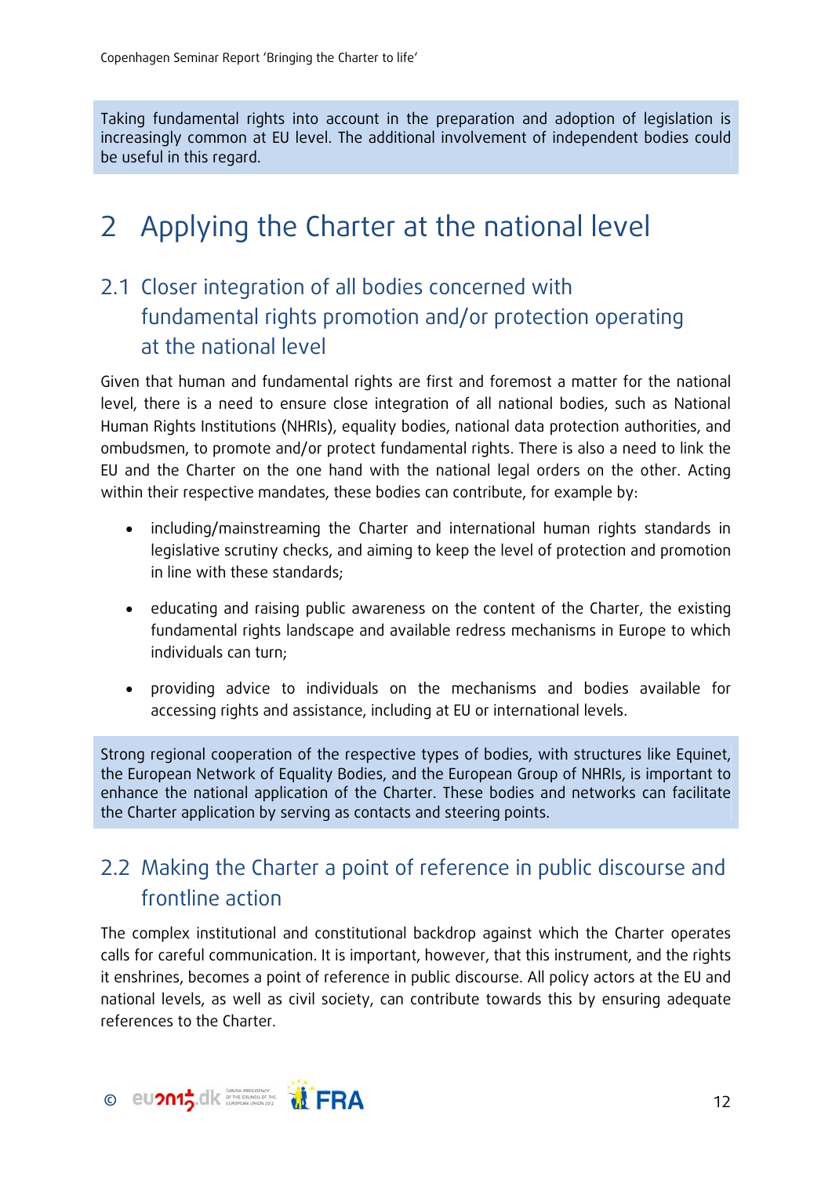Taking fundamental rights into account in the preparation and adoption of legislation is increasingly common at EU level. The additional involvement of independent bodies could be useful in this regard.

# 2 Applying the Charter at the national level

## 2.1 Closer integration of all bodies concerned with fundamental rights promotion and/or protection operating at the national level

Given that human and fundamental rights are first and foremost a matter for the national level, there is a need to ensure close integration of all national bodies, such as National Human Rights Institutions (NHRIs), equality bodies, national data protection authorities, and ombudsmen, to promote and/or protect fundamental rights. There is also a need to link the EU and the Charter on the one hand with the national legal orders on the other. Acting within their respective mandates, these bodies can contribute, for example by:

- including/mainstreaming the Charter and international human rights standards in legislative scrutiny checks, and aiming to keep the level of protection and promotion in line with these standards;
- educating and raising public awareness on the content of the Charter, the existing fundamental rights landscape and available redress mechanisms in Europe to which individuals can turn;
- providing advice to individuals on the mechanisms and bodies available for accessing rights and assistance, including at EU or international levels.

Strong regional cooperation of the respective types of bodies, with structures like Equinet, the European Network of Equality Bodies, and the European Group of NHRIs, is important to enhance the national application of the Charter. These bodies and networks can facilitate the Charter application by serving as contacts and steering points.

## 2.2 Making the Charter a point of reference in public discourse and frontline action

The complex institutional and constitutional backdrop against which the Charter operates calls for careful communication. It is important, however, that this instrument, and the rights it enshrines, becomes a point of reference in public discourse. All policy actors at the EU and national levels, as well as civil society, can contribute towards this by ensuring adequate references to the Charter.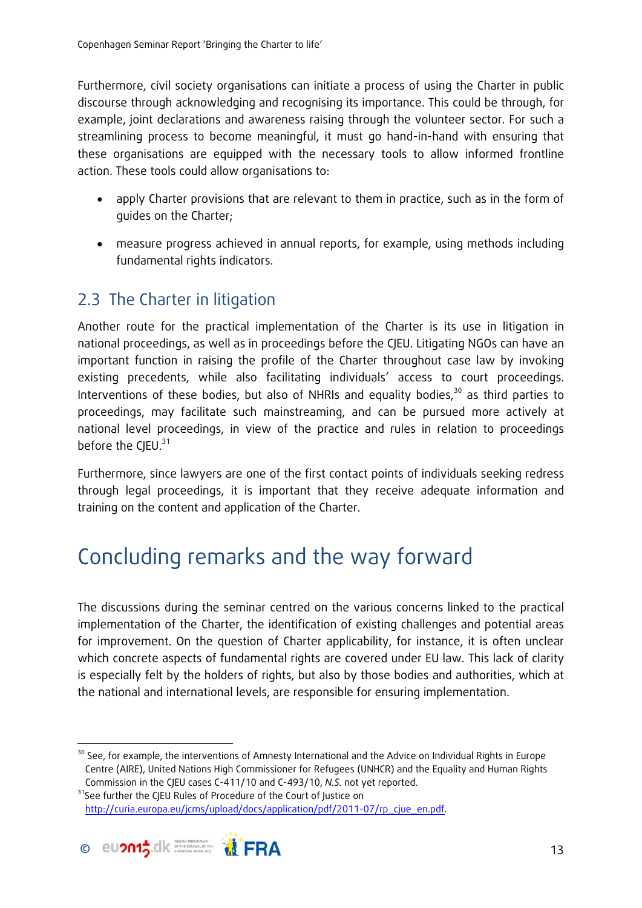Furthermore, civil society organisations can initiate a process of using the Charter in public discourse through acknowledging and recognising its importance. This could be through, for example, joint declarations and awareness raising through the volunteer sector. For such a streamlining process to become meaningful, it must go hand-in-hand with ensuring that these organisations are equipped with the necessary tools to allow informed frontline action. These tools could allow organisations to:

- apply Charter provisions that are relevant to them in practice, such as in the form of guides on the Charter;
- measure progress achieved in annual reports, for example, using methods including fundamental rights indicators.

## 2.3 The Charter in litigation

Another route for the practical implementation of the Charter is its use in litigation in national proceedings, as well as in proceedings before the CJEU. Litigating NGOs can have an important function in raising the profile of the Charter throughout case law by invoking existing precedents, while also facilitating individuals' access to court proceedings. Interventions of these bodies, but also of NHRIs and equality bodies,[30] as third parties to proceedings, may facilitate such mainstreaming, and can be pursued more actively at national level proceedings, in view of the practice and rules in relation to proceedings before the CJEU.[31]

Furthermore, since lawyers are one of the first contact points of individuals seeking redress through legal proceedings, it is important that they receive adequate information and training on the content and application of the Charter.

# Concluding remarks and the way forward

The discussions during the seminar centred on the various concerns linked to the practical implementation of the Charter, the identification of existing challenges and potential areas for improvement. On the question of Charter applicability, for instance, it is often unclear which concrete aspects of fundamental rights are covered under EU law. This lack of clarity is especially felt by the holders of rights, but also by those bodies and authorities, which at the national and international levels, are responsible for ensuring implementation.

---

[30] See, for example, the interventions of Amnesty International and the Advice on Individual Rights in Europe Centre (AIRE), United Nations High Commissioner for Refugees (UNHCR) and the Equality and Human Rights Commission in the CJEU cases C-411/10 and C-493/10, *N.S.* not yet reported.

[31] See further the CJEU Rules of Procedure of the Court of Justice on http://curia.europa.eu/jcms/upload/docs/application/pdf/2011-07/rp_cjue_en.pdf.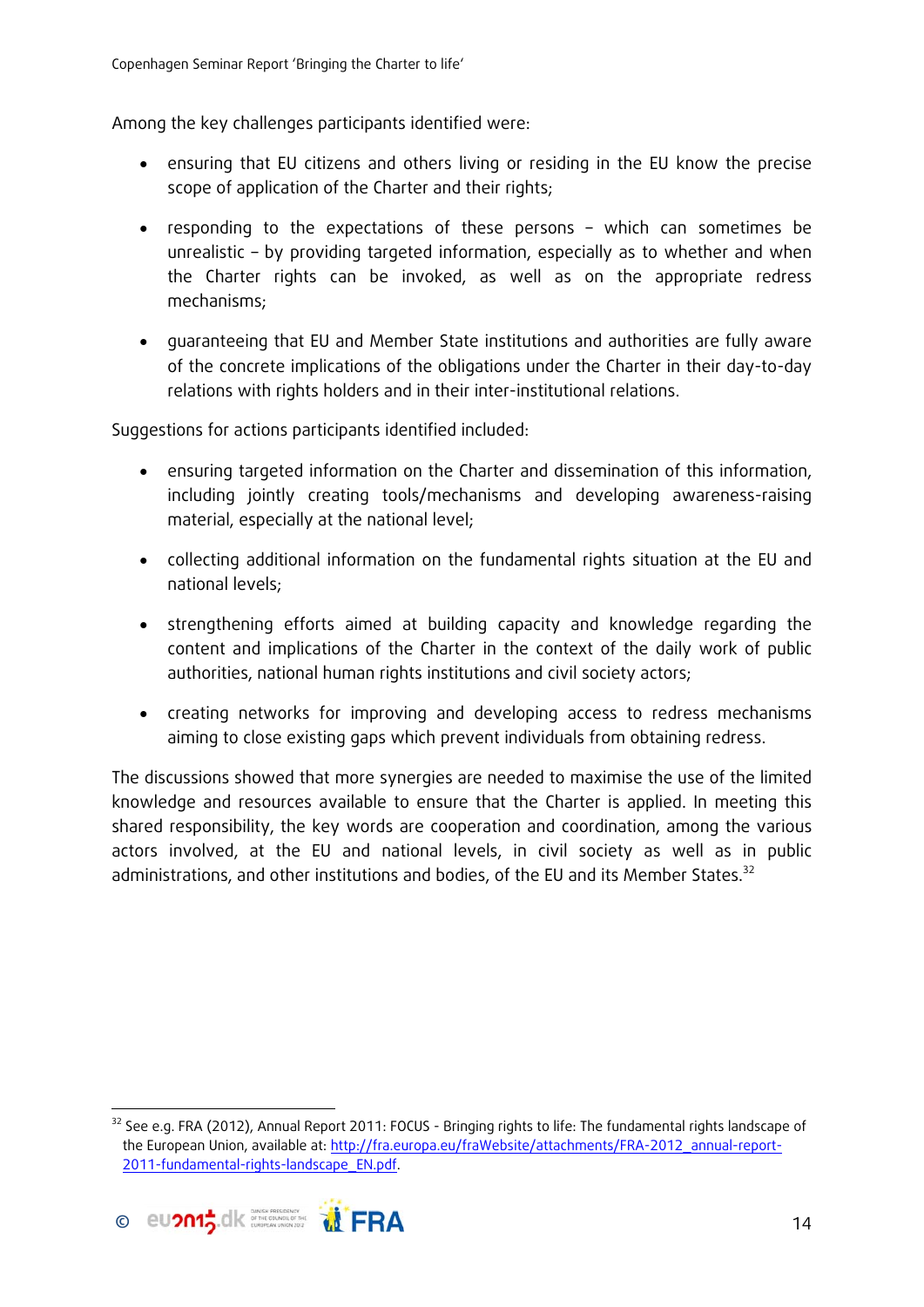Among the key challenges participants identified were:

- ensuring that EU citizens and others living or residing in the EU know the precise scope of application of the Charter and their rights;
- responding to the expectations of these persons – which can sometimes be unrealistic – by providing targeted information, especially as to whether and when the Charter rights can be invoked, as well as on the appropriate redress mechanisms;
- guaranteeing that EU and Member State institutions and authorities are fully aware of the concrete implications of the obligations under the Charter in their day-to-day relations with rights holders and in their inter-institutional relations.

Suggestions for actions participants identified included:

- ensuring targeted information on the Charter and dissemination of this information, including jointly creating tools/mechanisms and developing awareness-raising material, especially at the national level;
- collecting additional information on the fundamental rights situation at the EU and national levels;
- strengthening efforts aimed at building capacity and knowledge regarding the content and implications of the Charter in the context of the daily work of public authorities, national human rights institutions and civil society actors;
- creating networks for improving and developing access to redress mechanisms aiming to close existing gaps which prevent individuals from obtaining redress.

The discussions showed that more synergies are needed to maximise the use of the limited knowledge and resources available to ensure that the Charter is applied. In meeting this shared responsibility, the key words are cooperation and coordination, among the various actors involved, at the EU and national levels, in civil society as well as in public administrations, and other institutions and bodies, of the EU and its Member States.[32]

[32] See e.g. FRA (2012), Annual Report 2011: FOCUS - Bringing rights to life: The fundamental rights landscape of the European Union, available at: http://fra.europa.eu/fraWebsite/attachments/FRA-2012_annual-report-2011-fundamental-rights-landscape_EN.pdf.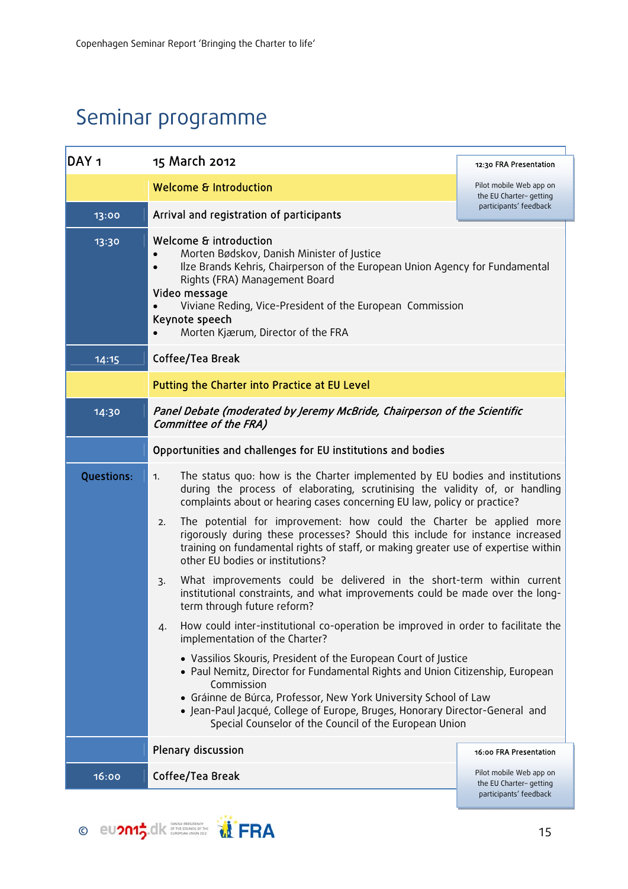# Seminar programme

| DAY 1 | 15 March 2012 |
|---|---|
| | **Welcome & Introduction** |
| 13:00 | Arrival and registration of participants |
| 13:30 | **Welcome & introduction**<br>• Morten Bødskov, Danish Minister of Justice<br>• Ilze Brands Kehris, Chairperson of the European Union Agency for Fundamental Rights (FRA) Management Board<br>**Video message**<br>• Viviane Reding, Vice-President of the European Commission<br>**Keynote speech**<br>• Morten Kjærum, Director of the FRA |
| 14:15 | Coffee/Tea Break |
| | **Putting the Charter into Practice at EU Level** |
| 14:30 | *Panel Debate (moderated by Jeremy McBride, Chairperson of the Scientific Committee of the FRA)* |
| | Opportunities and challenges for EU institutions and bodies |
| **Questions:** | 1. The status quo: how is the Charter implemented by EU bodies and institutions during the process of elaborating, scrutinising the validity of, or handling complaints about or hearing cases concerning EU law, policy or practice?<br>2. The potential for improvement: how could the Charter be applied more rigorously during these processes? Should this include for instance increased training on fundamental rights of staff, or making greater use of expertise within other EU bodies or institutions?<br>3. What improvements could be delivered in the short-term within current institutional constraints, and what improvements could be made over the long-term through future reform?<br>4. How could inter-institutional co-operation be improved in order to facilitate the implementation of the Charter?<br>• Vassilios Skouris, President of the European Court of Justice<br>• Paul Nemitz, Director for Fundamental Rights and Union Citizenship, European Commission<br>• Gráinne de Búrca, Professor, New York University School of Law<br>• Jean-Paul Jacqué, College of Europe, Bruges, Honorary Director-General and Special Counselor of the Council of the European Union |
| | Plenary discussion |
| 16:00 | Coffee/Tea Break |

**12:30 FRA Presentation**

Pilot mobile Web app on the EU Charter– getting participants' feedback

**16:00 FRA Presentation**

Pilot mobile Web app on the EU Charter– getting participants' feedback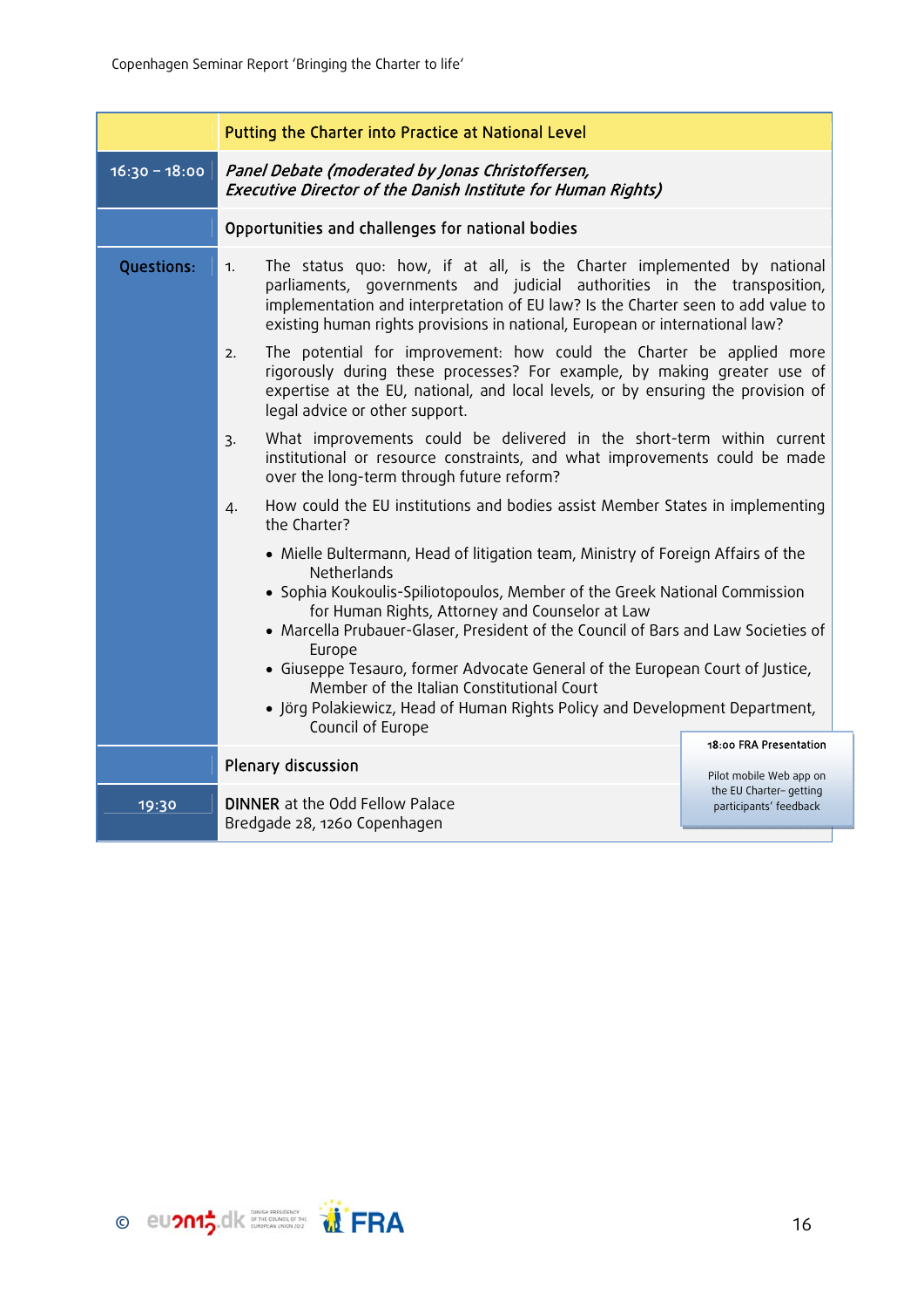| | Putting the Charter into Practice at National Level |
|---|---|
| 16:30 – 18:00 | *Panel Debate (moderated by Jonas Christoffersen, Executive Director of the Danish Institute for Human Rights)* |
| | Opportunities and challenges for national bodies |
| **Questions:** | 1. The status quo: how, if at all, is the Charter implemented by national parliaments, governments and judicial authorities in the transposition, implementation and interpretation of EU law? Is the Charter seen to add value to existing human rights provisions in national, European or international law?<br>2. The potential for improvement: how could the Charter be applied more rigorously during these processes? For example, by making greater use of expertise at the EU, national, and local levels, or by ensuring the provision of legal advice or other support.<br>3. What improvements could be delivered in the short-term within current institutional or resource constraints, and what improvements could be made over the long-term through future reform?<br>4. How could the EU institutions and bodies assist Member States in implementing the Charter?<br><br>• Mielle Bultermann, Head of litigation team, Ministry of Foreign Affairs of the Netherlands<br>• Sophia Koukoulis-Spiliotopoulos, Member of the Greek National Commission for Human Rights, Attorney and Counselor at Law<br>• Marcella Prubauer-Glaser, President of the Council of Bars and Law Societies of Europe<br>• Giuseppe Tesauro, former Advocate General of the European Court of Justice, Member of the Italian Constitutional Court<br>• Jörg Polakiewicz, Head of Human Rights Policy and Development Department, Council of Europe |
| | Plenary discussion |
| 19:30 | **DINNER** at the Odd Fellow Palace<br>Bredgade 28, 1260 Copenhagen |

**18:00 FRA Presentation**

Pilot mobile Web app on the EU Charter– getting participants' feedback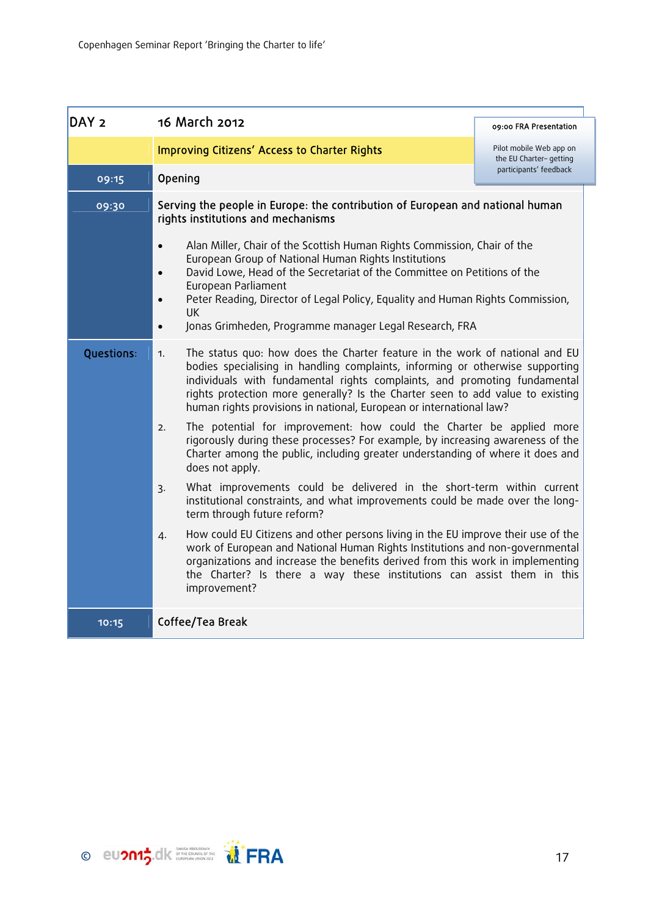| DAY 2 | 16 March 2012 |
|---|---|
| | **Improving Citizens' Access to Charter Rights** |
| 09:15 | Opening |
| 09:30 | **Serving the people in Europe: the contribution of European and national human rights institutions and mechanisms**<br><br>• Alan Miller, Chair of the Scottish Human Rights Commission, Chair of the European Group of National Human Rights Institutions<br>• David Lowe, Head of the Secretariat of the Committee on Petitions of the European Parliament<br>• Peter Reading, Director of Legal Policy, Equality and Human Rights Commission, UK<br>• Jonas Grimheden, Programme manager Legal Research, FRA |
| Questions: | 1. The status quo: how does the Charter feature in the work of national and EU bodies specialising in handling complaints, informing or otherwise supporting individuals with fundamental rights complaints, and promoting fundamental rights protection more generally? Is the Charter seen to add value to existing human rights provisions in national, European or international law?<br><br>2. The potential for improvement: how could the Charter be applied more rigorously during these processes? For example, by increasing awareness of the Charter among the public, including greater understanding of where it does and does not apply.<br><br>3. What improvements could be delivered in the short-term within current institutional constraints, and what improvements could be made over the long-term through future reform?<br><br>4. How could EU Citizens and other persons living in the EU improve their use of the work of European and National Human Rights Institutions and non-governmental organizations and increase the benefits derived from this work in implementing the Charter? Is there a way these institutions can assist them in this improvement? |
| 10:15 | Coffee/Tea Break |

**09:00 FRA Presentation**

Pilot mobile Web app on the EU Charter– getting participants' feedback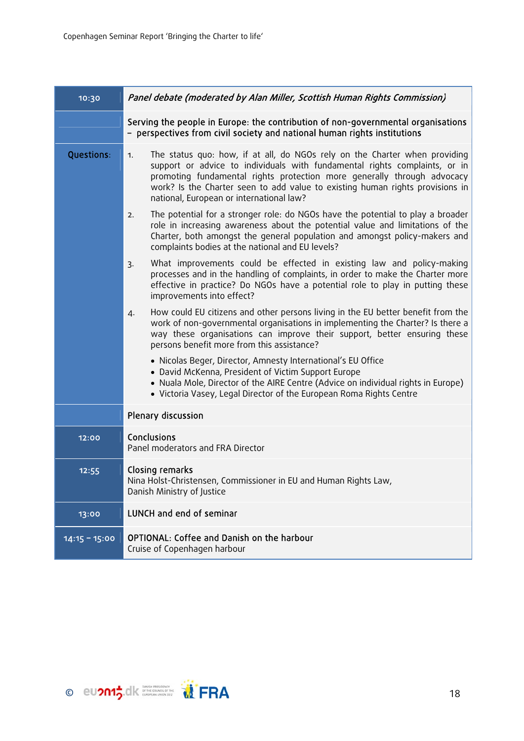| | |
|---|---|
| 10:30 | *Panel debate (moderated by Alan Miller, Scottish Human Rights Commission)* |
| | Serving the people in Europe: the contribution of non-governmental organisations – perspectives from civil society and national human rights institutions |
| Questions: | 1. The status quo: how, if at all, do NGOs rely on the Charter when providing support or advice to individuals with fundamental rights complaints, or in promoting fundamental rights protection more generally through advocacy work? Is the Charter seen to add value to existing human rights provisions in national, European or international law?<br>2. The potential for a stronger role: do NGOs have the potential to play a broader role in increasing awareness about the potential value and limitations of the Charter, both amongst the general population and amongst policy-makers and complaints bodies at the national and EU levels?<br>3. What improvements could be effected in existing law and policy-making processes and in the handling of complaints, in order to make the Charter more effective in practice? Do NGOs have a potential role to play in putting these improvements into effect?<br>4. How could EU citizens and other persons living in the EU better benefit from the work of non-governmental organisations in implementing the Charter? Is there a way these organisations can improve their support, better ensuring these persons benefit more from this assistance?<br>• Nicolas Beger, Director, Amnesty International's EU Office<br>• David McKenna, President of Victim Support Europe<br>• Nuala Mole, Director of the AIRE Centre (Advice on individual rights in Europe)<br>• Victoria Vasey, Legal Director of the European Roma Rights Centre |
| | Plenary discussion |
| 12:00 | Conclusions<br>Panel moderators and FRA Director |
| 12:55 | Closing remarks<br>Nina Holst-Christensen, Commissioner in EU and Human Rights Law, Danish Ministry of Justice |
| 13:00 | LUNCH and end of seminar |
| 14:15 – 15:00 | OPTIONAL: Coffee and Danish on the harbour<br>Cruise of Copenhagen harbour |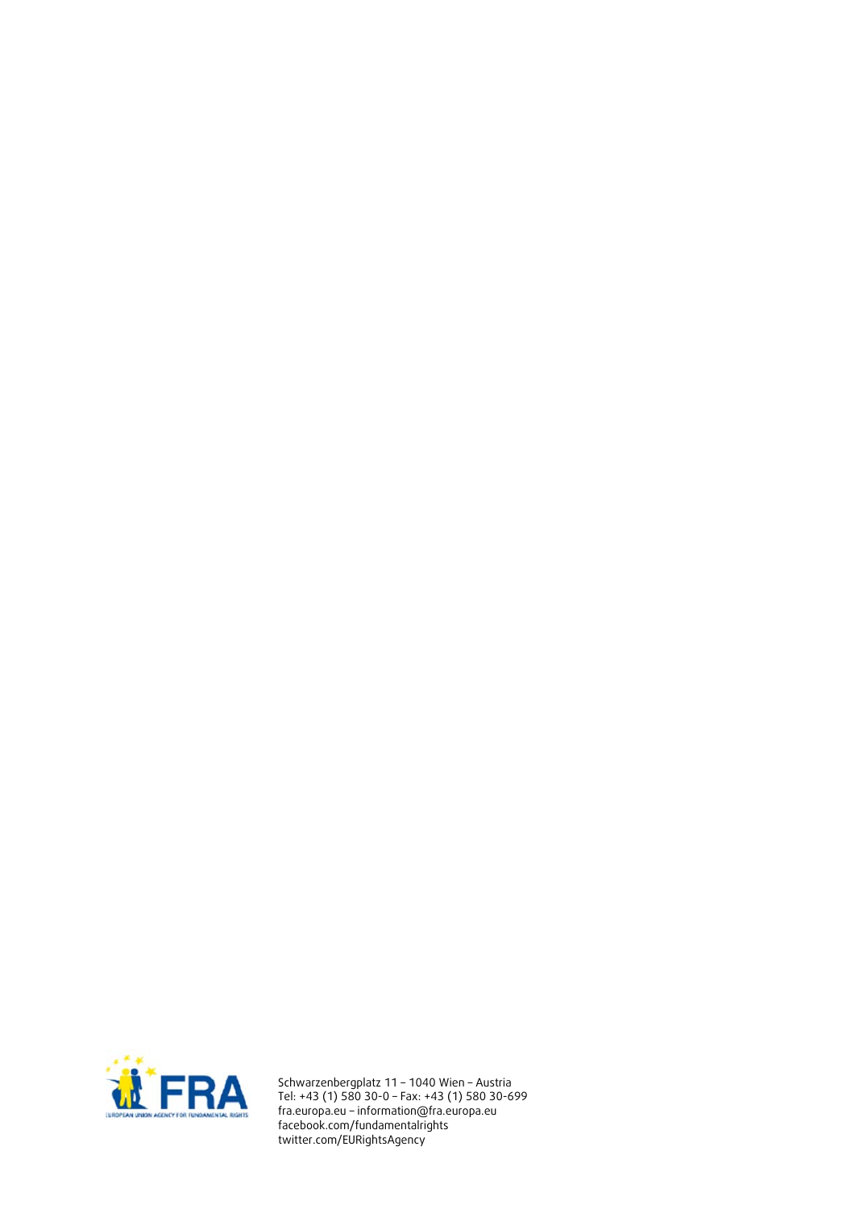FRA

EUROPEAN UNION AGENCY FOR FUNDAMENTAL RIGHTS

Schwarzenbergplatz 11 – 1040 Wien – Austria
Tel: +43 (1) 580 30-0 – Fax: +43 (1) 580 30-699
fra.europa.eu – information@fra.europa.eu
facebook.com/fundamentalrights
twitter.com/EURightsAgency